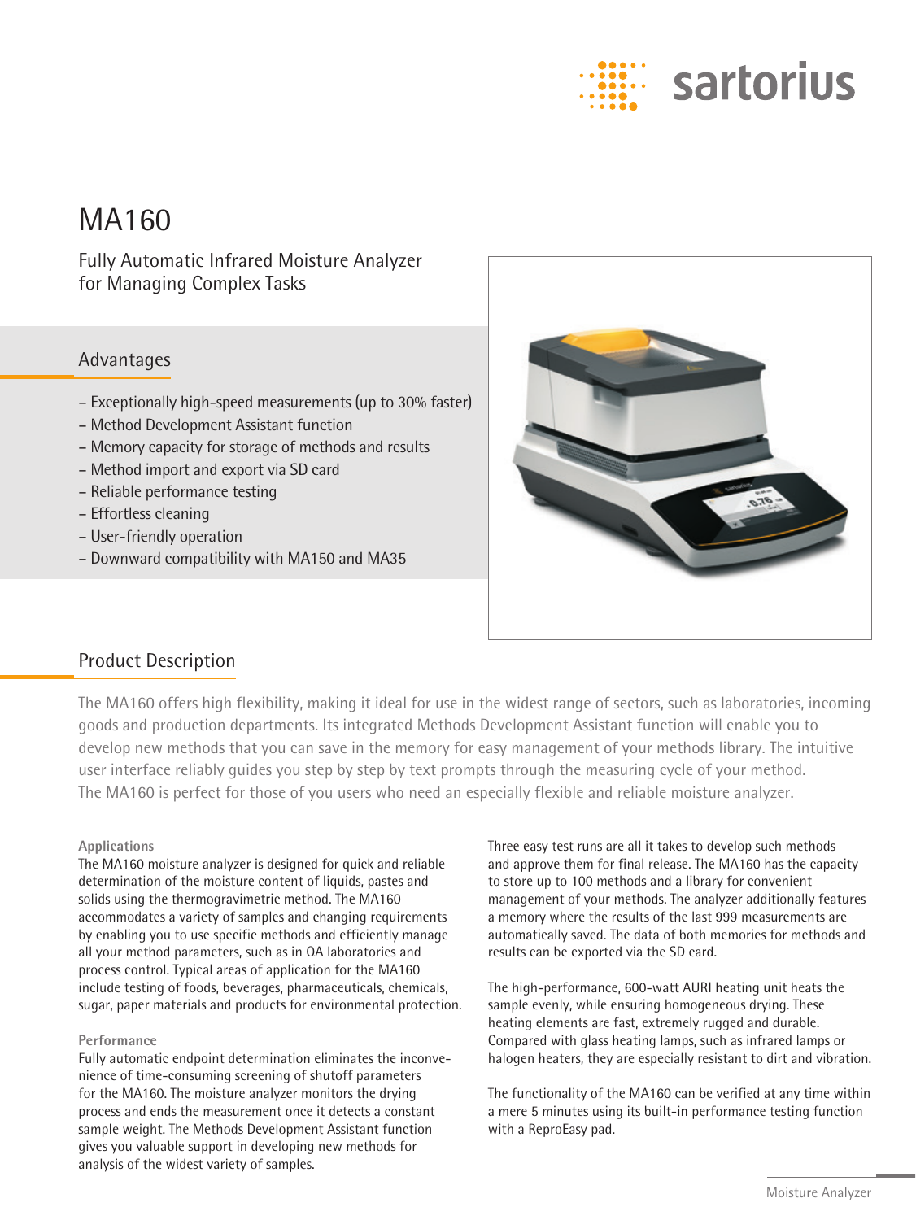# MA160

Fully Automatic Infrared Moisture Analyzer for Managing Complex Tasks

## Advantages

- Exceptionally high-speed measurements (up to 30% faster)
- Method Development Assistant function
- Memory capacity for storage of methods and results
- Method import and export via SD card
- Reliable performance testing
- Effortless cleaning
- User-friendly operation
- Downward compatibility with MA150 and MA35

## Product Description

The MA160 offers high flexibility, making it ideal for use in the widest range of sectors, such as laboratories, incoming goods and production departments. Its integrated Methods Development Assistant function will enable you to develop new methods that you can save in the memory for easy management of your methods library. The intuitive user interface reliably guides you step by step by text prompts through the measuring cycle of your method. The MA160 is perfect for those of you users who need an especially flexible and reliable moisture analyzer.

### Applications

The MA160 moisture analyzer is designed for quick and reliable determination of the moisture content of liquids, pastes and solids using the thermogravimetric method. The MA160 accommodates a variety of samples and changing requirements by enabling you to use specific methods and efficiently manage all your method parameters, such as in QA laboratories and process control. Typical areas of application for the MA160 include testing of foods, beverages, pharmaceuticals, chemicals, sugar, paper materials and products for environmental protection.

### Performance

Fully automatic endpoint determination eliminates the inconvenience of time-consuming screening of shutoff parameters for the MA160. The moisture analyzer monitors the drying process and ends the measurement once it detects a constant sample weight. The Methods Development Assistant function gives you valuable support in developing new methods for analysis of the widest variety of samples.

Three easy test runs are all it takes to develop such methods and approve them for final release. The MA160 has the capacity to store up to 100 methods and a library for convenient management of your methods. The analyzer additionally features a memory where the results of the last 999 measurements are automatically saved. The data of both memories for methods and results can be exported via the SD card.

The high-performance, 600-watt AURI heating unit heats the sample evenly, while ensuring homogeneous drying. These heating elements are fast, extremely rugged and durable. Compared with glass heating lamps, such as infrared lamps or halogen heaters, they are especially resistant to dirt and vibration.

The functionality of the MA160 can be verified at any time within a mere 5 minutes using its built-in performance testing function with a ReproEasy pad.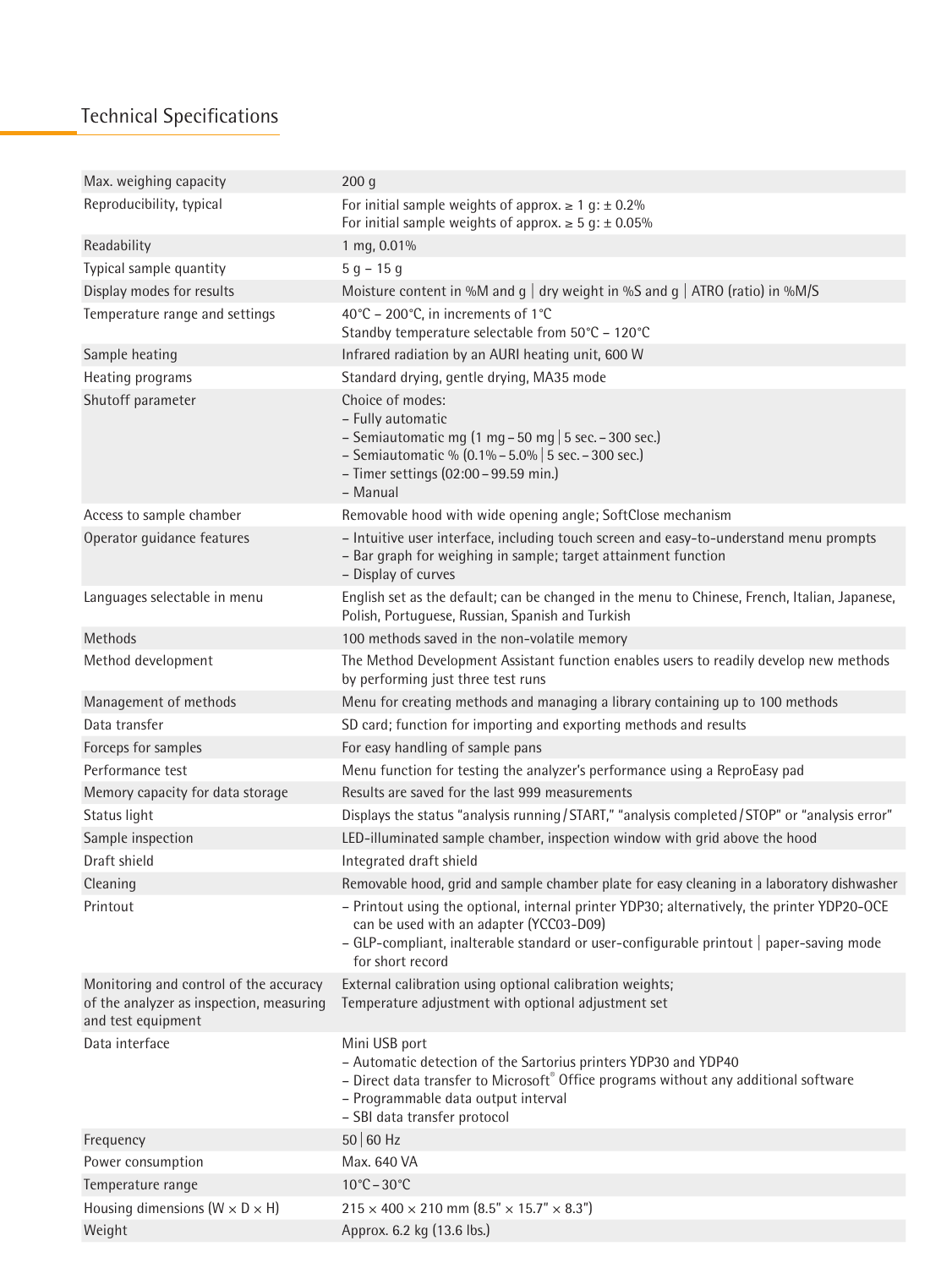## Technical Specifications

| | |
|---|---|
| Max. weighing capacity | 200 g |
| Reproducibility, typical | For initial sample weights of approx. ≥ 1 g: ± 0.2%<br>For initial sample weights of approx. ≥ 5 g: ± 0.05% |
| Readability | 1 mg, 0.01% |
| Typical sample quantity | 5 g – 15 g |
| Display modes for results | Moisture content in %M and g \| dry weight in %S and g \| ATRO (ratio) in %M/S |
| Temperature range and settings | 40°C – 200°C, in increments of 1°C<br>Standby temperature selectable from 50°C – 120°C |
| Sample heating | Infrared radiation by an AURI heating unit, 600 W |
| Heating programs | Standard drying, gentle drying, MA35 mode |
| Shutoff parameter | Choice of modes:<br>– Fully automatic<br>– Semiautomatic mg (1 mg – 50 mg \| 5 sec. – 300 sec.)<br>– Semiautomatic % (0.1% – 5.0% \| 5 sec. – 300 sec.)<br>– Timer settings (02:00 – 99.59 min.)<br>– Manual |
| Access to sample chamber | Removable hood with wide opening angle; SoftClose mechanism |
| Operator guidance features | – Intuitive user interface, including touch screen and easy-to-understand menu prompts<br>– Bar graph for weighing in sample; target attainment function<br>– Display of curves |
| Languages selectable in menu | English set as the default; can be changed in the menu to Chinese, French, Italian, Japanese, Polish, Portuguese, Russian, Spanish and Turkish |
| Methods | 100 methods saved in the non-volatile memory |
| Method development | The Method Development Assistant function enables users to readily develop new methods by performing just three test runs |
| Management of methods | Menu for creating methods and managing a library containing up to 100 methods |
| Data transfer | SD card; function for importing and exporting methods and results |
| Forceps for samples | For easy handling of sample pans |
| Performance test | Menu function for testing the analyzer's performance using a ReproEasy pad |
| Memory capacity for data storage | Results are saved for the last 999 measurements |
| Status light | Displays the status "analysis running / START," "analysis completed / STOP" or "analysis error" |
| Sample inspection | LED-illuminated sample chamber, inspection window with grid above the hood |
| Draft shield | Integrated draft shield |
| Cleaning | Removable hood, grid and sample chamber plate for easy cleaning in a laboratory dishwasher |
| Printout | – Printout using the optional, internal printer YDP30; alternatively, the printer YDP20-OCE can be used with an adapter (YCC03-D09)<br>– GLP-compliant, inalterable standard or user-configurable printout \| paper-saving mode for short record |
| Monitoring and control of the accuracy of the analyzer as inspection, measuring and test equipment | External calibration using optional calibration weights;<br>Temperature adjustment with optional adjustment set |
| Data interface | Mini USB port<br>– Automatic detection of the Sartorius printers YDP30 and YDP40<br>– Direct data transfer to Microsoft® Office programs without any additional software<br>– Programmable data output interval<br>– SBI data transfer protocol |
| Frequency | 50 \| 60 Hz |
| Power consumption | Max. 640 VA |
| Temperature range | 10°C – 30°C |
| Housing dimensions (W × D × H) | 215 × 400 × 210 mm (8.5" × 15.7" × 8.3") |
| Weight | Approx. 6.2 kg (13.6 lbs.) |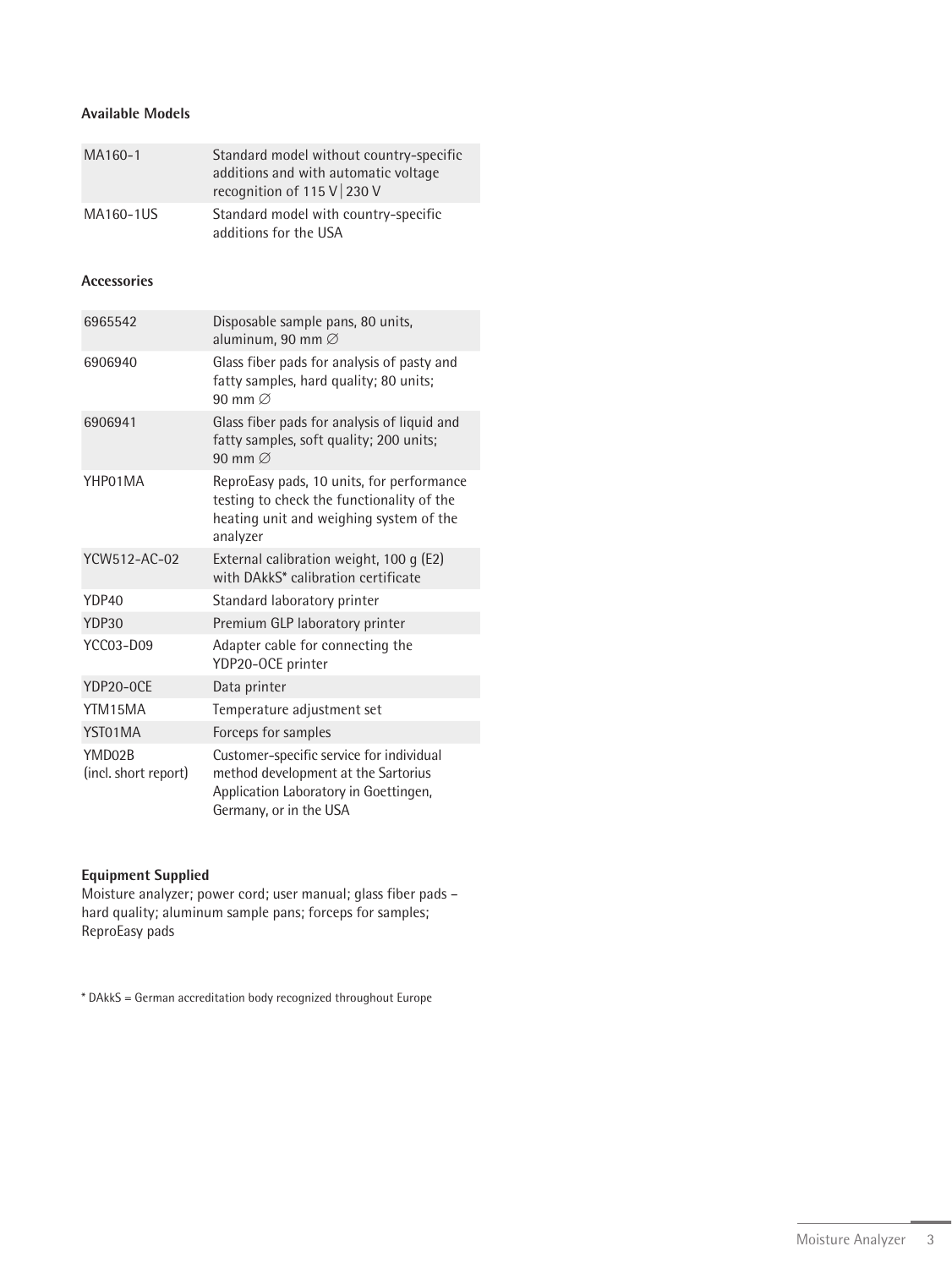### Available Models

| | |
|---|---|
| MA160-1 | Standard model without country-specific additions and with automatic voltage recognition of 115 V \| 230 V |
| MA160-1US | Standard model with country-specific additions for the USA |

### Accessories

| | |
|---|---|
| 6965542 | Disposable sample pans, 80 units, aluminum, 90 mm ∅ |
| 6906940 | Glass fiber pads for analysis of pasty and fatty samples, hard quality; 80 units; 90 mm ∅ |
| 6906941 | Glass fiber pads for analysis of liquid and fatty samples, soft quality; 200 units; 90 mm ∅ |
| YHP01MA | ReproEasy pads, 10 units, for performance testing to check the functionality of the heating unit and weighing system of the analyzer |
| YCW512-AC-02 | External calibration weight, 100 g (E2) with DAkkS* calibration certificate |
| YDP40 | Standard laboratory printer |
| YDP30 | Premium GLP laboratory printer |
| YCC03-D09 | Adapter cable for connecting the YDP20-0CE printer |
| YDP20-0CE | Data printer |
| YTM15MA | Temperature adjustment set |
| YST01MA | Forceps for samples |
| YMD02B (incl. short report) | Customer-specific service for individual method development at the Sartorius Application Laboratory in Goettingen, Germany, or in the USA |

### Equipment Supplied

Moisture analyzer; power cord; user manual; glass fiber pads – hard quality; aluminum sample pans; forceps for samples; ReproEasy pads

* DAkkS = German accreditation body recognized throughout Europe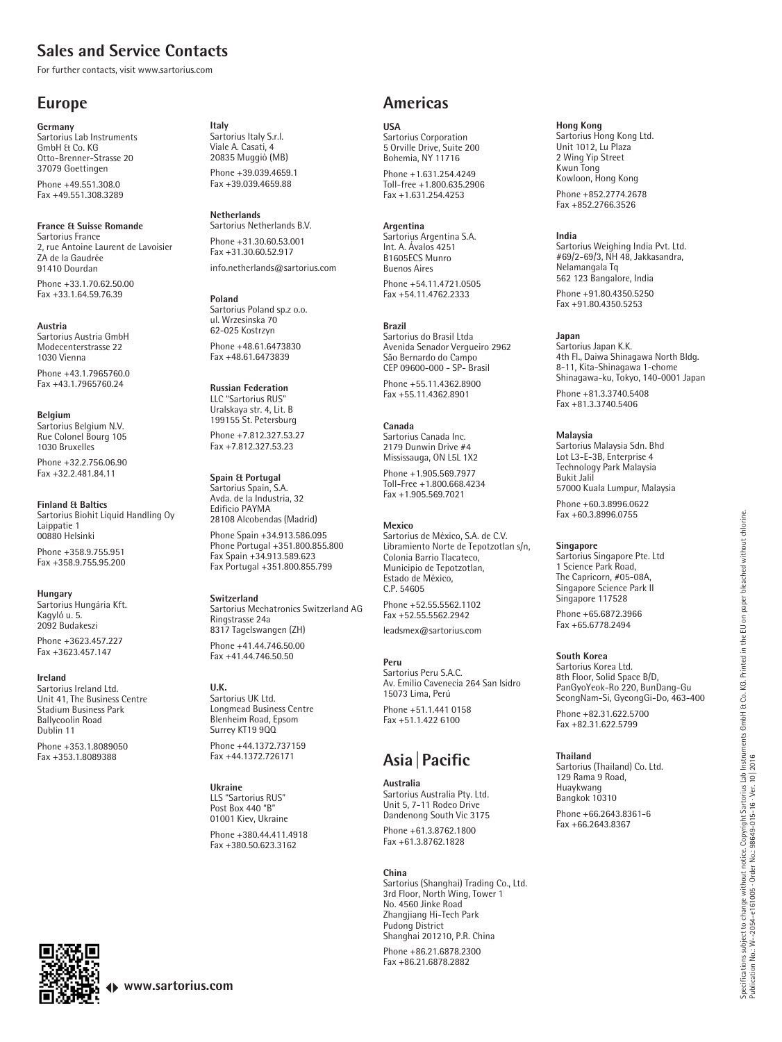# Sales and Service Contacts

For further contacts, visit www.sartorius.com

## Europe

**Germany**
Sartorius Lab Instruments GmbH & Co. KG
Otto-Brenner-Strasse 20
37079 Goettingen

Phone +49.551.308.0
Fax +49.551.308.3289

**France & Suisse Romande**
Sartorius France
2, rue Antoine Laurent de Lavoisier
ZA de la Gaudrée
91410 Dourdan

Phone +33.1.70.62.50.00
Fax +33.1.64.59.76.39

**Austria**
Sartorius Austria GmbH
Modecenterstrasse 22
1030 Vienna

Phone +43.1.7965760.0
Fax +43.1.7965760.24

**Belgium**
Sartorius Belgium N.V.
Rue Colonel Bourg 105
1030 Bruxelles

Phone +32.2.756.06.90
Fax +32.2.481.84.11

**Finland & Baltics**
Sartorius Biohit Liquid Handling Oy
Laippatie 1
00880 Helsinki

Phone +358.9.755.951
Fax +358.9.755.95.200

**Hungary**
Sartorius Hungária Kft.
Kagyló u. 5.
2092 Budakeszi

Phone +3623.457.227
Fax +3623.457.147

**Ireland**
Sartorius Ireland Ltd.
Unit 41, The Business Centre
Stadium Business Park
Ballycoolin Road
Dublin 11

Phone +353.1.8089050
Fax +353.1.8089388

**Italy**
Sartorius Italy S.r.l.
Viale A. Casati, 4
20835 Muggiò (MB)

Phone +39.039.4659.1
Fax +39.039.4659.88

**Netherlands**
Sartorius Netherlands B.V.

Phone +31.30.60.53.001
Fax +31.30.60.52.917

info.netherlands@sartorius.com

**Poland**
Sartorius Poland sp.z o.o.
ul. Wrzesinska 70
62-025 Kostrzyn

Phone +48.61.6473830
Fax +48.61.6473839

**Russian Federation**
LLC "Sartorius RUS"
Uralskaya str. 4, Lit. B
199155 St. Petersburg

Phone +7.812.327.53.27
Fax +7.812.327.53.23

**Spain & Portugal**
Sartorius Spain, S.A.
Avda. de la Industria, 32
Edificio PAYMA
28108 Alcobendas (Madrid)

Phone Spain +34.913.586.095
Phone Portugal +351.800.855.800
Fax Spain +34.913.589.623
Fax Portugal +351.800.855.799

**Switzerland**
Sartorius Mechatronics Switzerland AG
Ringstrasse 24a
8317 Tagelswangen (ZH)

Phone +41.44.746.50.00
Fax +41.44.746.50.50

**U.K.**
Sartorius UK Ltd.
Longmead Business Centre
Blenheim Road, Epsom
Surrey KT19 9QQ

Phone +44.1372.737159
Fax +44.1372.726171

**Ukraine**
LLS "Sartorius RUS"
Post Box 440 "B"
01001 Kiev, Ukraine

Phone +380.44.411.4918
Fax +380.50.623.3162

## Americas

**USA**
Sartorius Corporation
5 Orville Drive, Suite 200
Bohemia, NY 11716

Phone +1.631.254.4249
Toll-free +1.800.635.2906
Fax +1.631.254.4253

**Argentina**
Sartorius Argentina S.A.
Int. A. Ávalos 4251
B1605ECS Munro
Buenos Aires

Phone +54.11.4721.0505
Fax +54.11.4762.2333

**Brazil**
Sartorius do Brasil Ltda
Avenida Senador Vergueiro 2962
São Bernardo do Campo
CEP 09600-000 - SP- Brasil

Phone +55.11.4362.8900
Fax +55.11.4362.8901

**Canada**
Sartorius Canada Inc.
2179 Dunwin Drive #4
Mississauga, ON L5L 1X2

Phone +1.905.569.7977
Toll-Free +1.800.668.4234
Fax +1.905.569.7021

**Mexico**
Sartorius de México, S.A. de C.V.
Libramiento Norte de Tepotzotlan s/n,
Colonia Barrio Tlacateco,
Municipio de Tepotzotlan,
Estado de México,
C.P. 54605

Phone +52.55.5562.1102
Fax +52.55.5562.2942

leadsmex@sartorius.com

**Peru**
Sartorius Peru S.A.C.
Av. Emilio Cavenecia 264 San Isidro
15073 Lima, Perú

Phone +51.1.441 0158
Fax +51.1.422 6100

## Asia | Pacific

**Australia**
Sartorius Australia Pty. Ltd.
Unit 5, 7-11 Rodeo Drive
Dandenong South Vic 3175

Phone +61.3.8762.1800
Fax +61.3.8762.1828

**China**
Sartorius (Shanghai) Trading Co., Ltd.
3rd Floor, North Wing, Tower 1
No. 4560 Jinke Road
Zhangjiang Hi-Tech Park
Pudong District
Shanghai 201210, P.R. China

Phone +86.21.6878.2300
Fax +86.21.6878.2882

**Hong Kong**
Sartorius Hong Kong Ltd.
Unit 1012, Lu Plaza
2 Wing Yip Street
Kwun Tong
Kowloon, Hong Kong

Phone +852.2774.2678
Fax +852.2766.3526

**India**
Sartorius Weighing India Pvt. Ltd.
#69/2-69/3, NH 48, Jakkasandra,
Nelamangala Tq
562 123 Bangalore, India

Phone +91.80.4350.5250
Fax +91.80.4350.5253

**Japan**
Sartorius Japan K.K.
4th Fl., Daiwa Shinagawa North Bldg.
8-11, Kita-Shinagawa 1-chome
Shinagawa-ku, Tokyo, 140-0001 Japan

Phone +81.3.3740.5408
Fax +81.3.3740.5406

**Malaysia**
Sartorius Malaysia Sdn. Bhd
Lot L3-E-3B, Enterprise 4
Technology Park Malaysia
Bukit Jalil
57000 Kuala Lumpur, Malaysia

Phone +60.3.8996.0622
Fax +60.3.8996.0755

**Singapore**
Sartorius Singapore Pte. Ltd
1 Science Park Road,
The Capricorn, #05-08A,
Singapore Science Park II
Singapore 117528

Phone +65.6872.3966
Fax +65.6778.2494

**South Korea**
Sartorius Korea Ltd.
8th Floor, Solid Space B/D,
PanGyoYeok-Ro 220, BunDang-Gu
SeongNam-Si, GyeongGi-Do, 463-400

Phone +82.31.622.5700
Fax +82.31.622.5799

**Thailand**
Sartorius (Thailand) Co. Ltd.
129 Rama 9 Road,
Huaykwang
Bangkok 10310

Phone +66.2643.8361-6
Fax +66.2643.8367

www.sartorius.com

Specifications subject to change without notice. Copyright Sartorius Lab Instruments GmbH & Co. KG. Printed in the EU on paper bleached without chlorine.
Publication No.: W--2054-e161005 · Order No.: 98649-015-16 · Ver. 10 | 2016